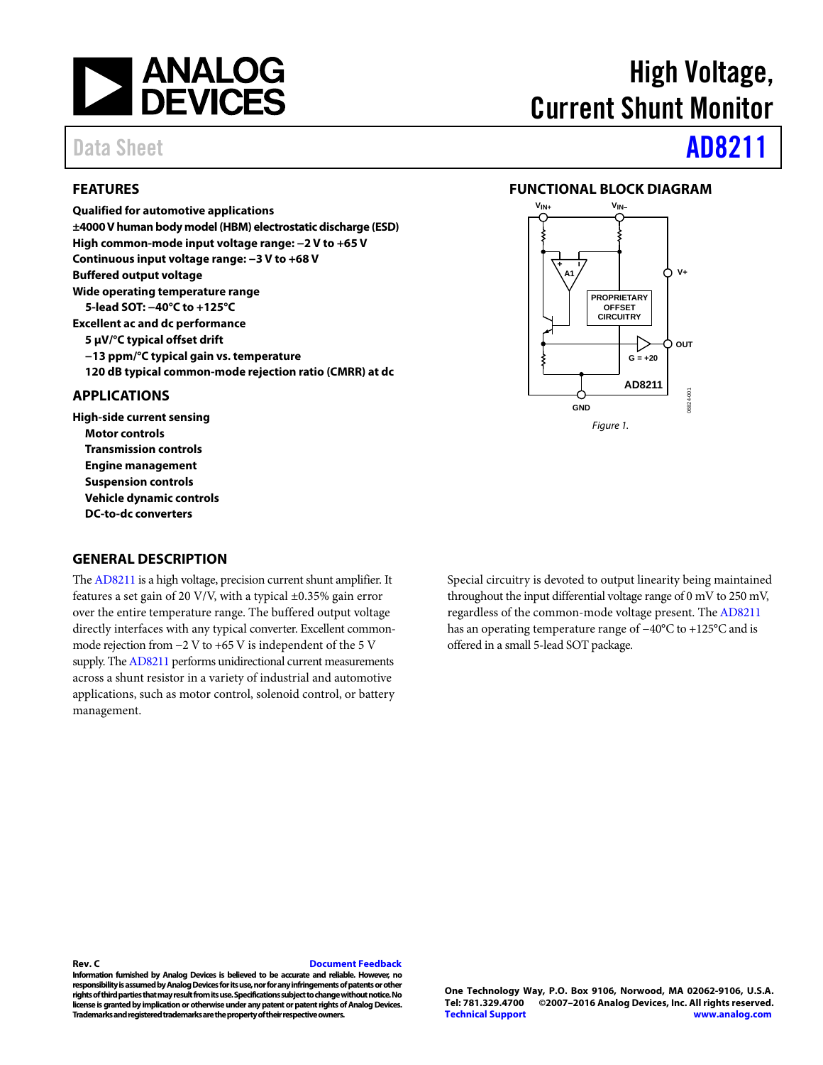# High Voltage, Current Shunt Monitor

Data Sheet **AD8211**

## FEATURES

**Qualified for automotive applications**
**±4000 V human body model (HBM) electrostatic discharge (ESD)**
**High common-mode input voltage range: −2 V to +65 V**
**Continuous input voltage range: −3 V to +68 V**
**Buffered output voltage**
**Wide operating temperature range**
- **5-lead SOT: −40°C to +125°C**

**Excellent ac and dc performance**
- **5 μV/°C typical offset drift**
- **−13 ppm/°C typical gain vs. temperature**
- **120 dB typical common-mode rejection ratio (CMRR) at dc**

## APPLICATIONS

**High-side current sensing**
- **Motor controls**
- **Transmission controls**
- **Engine management**
- **Suspension controls**
- **Vehicle dynamic controls**
- **DC-to-dc converters**

## FUNCTIONAL BLOCK DIAGRAM

*Figure 1.*

## GENERAL DESCRIPTION

The AD8211 is a high voltage, precision current shunt amplifier. It features a set gain of 20 V/V, with a typical ±0.35% gain error over the entire temperature range. The buffered output voltage directly interfaces with any typical converter. Excellent common-mode rejection from −2 V to +65 V is independent of the 5 V supply. The AD8211 performs unidirectional current measurements across a shunt resistor in a variety of industrial and automotive applications, such as motor control, solenoid control, or battery management.

Special circuitry is devoted to output linearity being maintained throughout the input differential voltage range of 0 mV to 250 mV, regardless of the common-mode voltage present. The AD8211 has an operating temperature range of −40°C to +125°C and is offered in a small 5-lead SOT package.

**Rev. C** Document Feedback
**Information furnished by Analog Devices is believed to be accurate and reliable. However, no responsibility is assumed by Analog Devices for its use, nor for any infringements of patents or other rights of third parties that may result from its use. Specifications subject to change without notice. No license is granted by implication or otherwise under any patent or patent rights of Analog Devices. Trademarks and registered trademarks are the property of their respective owners.**

**One Technology Way, P.O. Box 9106, Norwood, MA 02062-9106, U.S.A.**
**Tel: 781.329.4700 ©2007–2016 Analog Devices, Inc. All rights reserved.**
**Technical Support** **www.analog.com**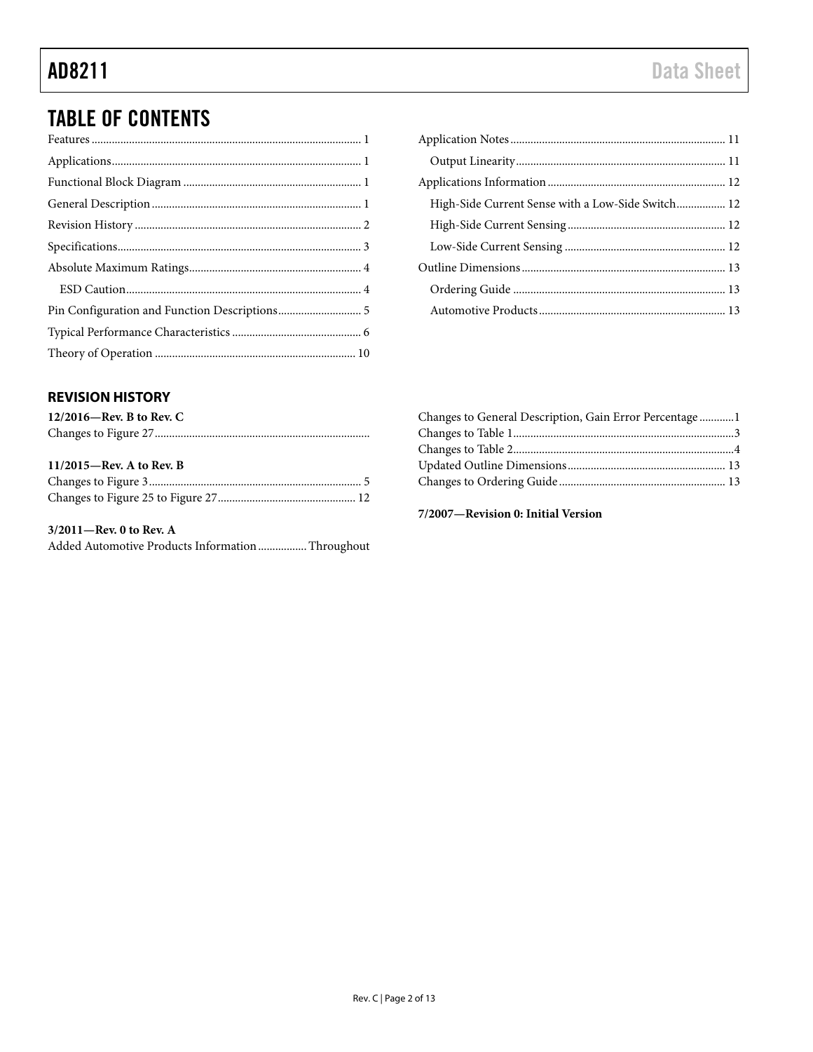# TABLE OF CONTENTS

Features ... 1
Applications ... 1
Functional Block Diagram ... 1
General Description ... 1
Revision History ... 2
Specifications ... 3
Absolute Maximum Ratings ... 4
  ESD Caution ... 4
Pin Configuration and Function Descriptions ... 5
Typical Performance Characteristics ... 6
Theory of Operation ... 10
Application Notes ... 11
  Output Linearity ... 11
Applications Information ... 12
  High-Side Current Sense with a Low-Side Switch ... 12
  High-Side Current Sensing ... 12
  Low-Side Current Sensing ... 12
Outline Dimensions ... 13
  Ordering Guide ... 13
  Automotive Products ... 13

## REVISION HISTORY

**12/2016—Rev. B to Rev. C**

Changes to Figure 27 ...

**11/2015—Rev. A to Rev. B**

Changes to Figure 3 ... 5
Changes to Figure 25 to Figure 27 ... 12

**3/2011—Rev. 0 to Rev. A**

Added Automotive Products Information ... Throughout
Changes to General Description, Gain Error Percentage ... 1
Changes to Table 1 ... 3
Changes to Table 2 ... 4
Updated Outline Dimensions ... 13
Changes to Ordering Guide ... 13

**7/2007—Revision 0: Initial Version**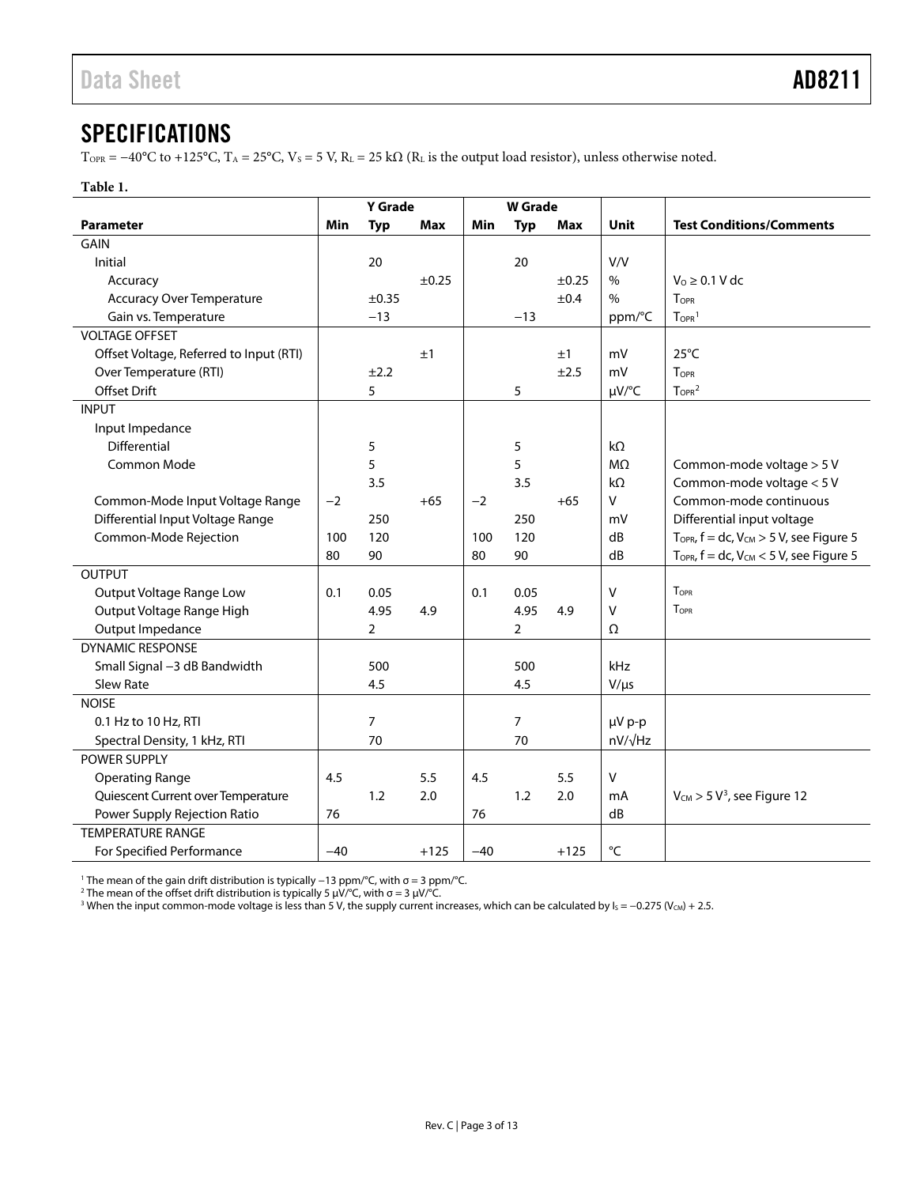# SPECIFICATIONS

$T_{OPR} = -40°C$ to $+125°C$, $T_A = 25°C$, $V_S = 5$ V, $R_L = 25$ kΩ ($R_L$ is the output load resistor), unless otherwise noted.

**Table 1.**

| | Y Grade | | | W Grade | | | | |
|---|---|---|---|---|---|---|---|---|
| **Parameter** | **Min** | **Typ** | **Max** | **Min** | **Typ** | **Max** | **Unit** | **Test Conditions/Comments** |
| GAIN | | | | | | | | |
| Initial | | 20 | | | 20 | | V/V | |
| Accuracy | | | ±0.25 | | | ±0.25 | % | $V_O \geq 0.1$ V dc |
| Accuracy Over Temperature | | ±0.35 | | | | ±0.4 | % | $T_{OPR}$ |
| Gain vs. Temperature | | −13 | | | −13 | | ppm/°C | $T_{OPR}$[1] |
| VOLTAGE OFFSET | | | | | | | | |
| Offset Voltage, Referred to Input (RTI) | | | ±1 | | | ±1 | mV | 25°C |
| Over Temperature (RTI) | | ±2.2 | | | | ±2.5 | mV | $T_{OPR}$ |
| Offset Drift | | 5 | | | 5 | | µV/°C | $T_{OPR}$[2] |
| INPUT | | | | | | | | |
| Input Impedance | | | | | | | | |
| Differential | | 5 | | | 5 | | kΩ | |
| Common Mode | | 5 | | | 5 | | MΩ | Common-mode voltage > 5 V |
| | | 3.5 | | | 3.5 | | kΩ | Common-mode voltage < 5 V |
| Common-Mode Input Voltage Range | −2 | | +65 | −2 | | +65 | V | Common-mode continuous |
| Differential Input Voltage Range | | 250 | | | 250 | | mV | Differential input voltage |
| Common-Mode Rejection | 100 | 120 | | 100 | 120 | | dB | $T_{OPR}$, f = dc, $V_{CM} > 5$ V, see Figure 5 |
| | 80 | 90 | | 80 | 90 | | dB | $T_{OPR}$, f = dc, $V_{CM} < 5$ V, see Figure 5 |
| OUTPUT | | | | | | | | |
| Output Voltage Range Low | 0.1 | 0.05 | | 0.1 | 0.05 | | V | $T_{OPR}$ |
| Output Voltage Range High | | 4.95 | 4.9 | | 4.95 | 4.9 | V | $T_{OPR}$ |
| Output Impedance | | 2 | | | 2 | | Ω | |
| DYNAMIC RESPONSE | | | | | | | | |
| Small Signal −3 dB Bandwidth | | 500 | | | 500 | | kHz | |
| Slew Rate | | 4.5 | | | 4.5 | | V/µs | |
| NOISE | | | | | | | | |
| 0.1 Hz to 10 Hz, RTI | | 7 | | | 7 | | µV p-p | |
| Spectral Density, 1 kHz, RTI | | 70 | | | 70 | | nV/√Hz | |
| POWER SUPPLY | | | | | | | | |
| Operating Range | 4.5 | | 5.5 | 4.5 | | 5.5 | V | |
| Quiescent Current over Temperature | | 1.2 | 2.0 | | 1.2 | 2.0 | mA | $V_{CM} > 5$ V[3], see Figure 12 |
| Power Supply Rejection Ratio | 76 | | | 76 | | | dB | |
| TEMPERATURE RANGE | | | | | | | | |
| For Specified Performance | −40 | | +125 | −40 | | +125 | °C | |

[1] The mean of the gain drift distribution is typically −13 ppm/°C, with σ = 3 ppm/°C.

[2] The mean of the offset drift distribution is typically 5 µV/°C, with σ = 3 µV/°C.

[3] When the input common-mode voltage is less than 5 V, the supply current increases, which can be calculated by $I_S = -0.275 (V_{CM}) + 2.5$.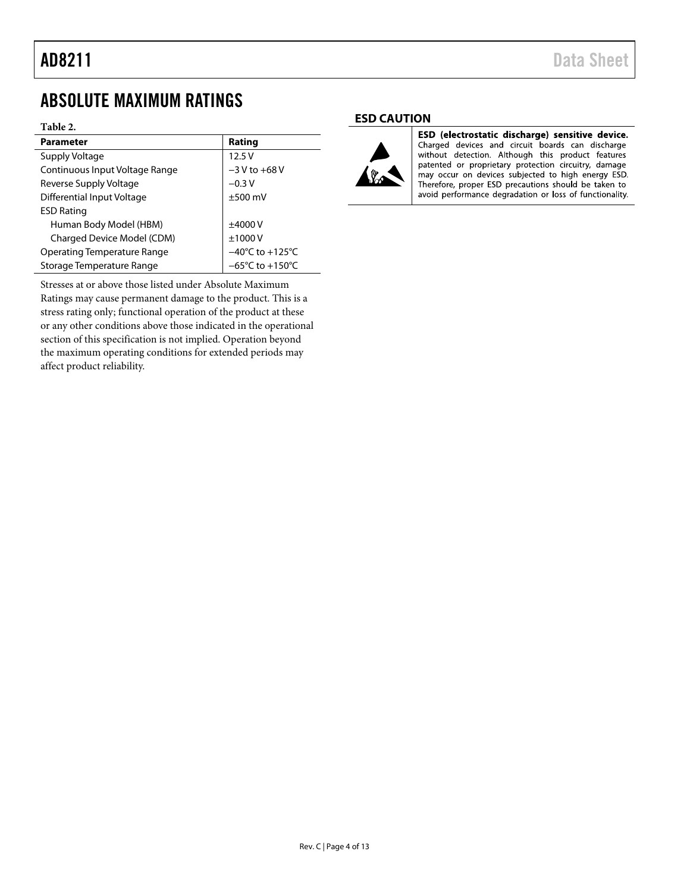# ABSOLUTE MAXIMUM RATINGS

**Table 2.**

| Parameter | Rating |
|---|---|
| Supply Voltage | 12.5 V |
| Continuous Input Voltage Range | −3 V to +68 V |
| Reverse Supply Voltage | −0.3 V |
| Differential Input Voltage | ±500 mV |
| ESD Rating | |
| Human Body Model (HBM) | ±4000 V |
| Charged Device Model (CDM) | ±1000 V |
| Operating Temperature Range | −40°C to +125°C |
| Storage Temperature Range | −65°C to +150°C |

Stresses at or above those listed under Absolute Maximum Ratings may cause permanent damage to the product. This is a stress rating only; functional operation of the product at these or any other conditions above those indicated in the operational section of this specification is not implied. Operation beyond the maximum operating conditions for extended periods may affect product reliability.

## ESD CAUTION

**ESD (electrostatic discharge) sensitive device.** Charged devices and circuit boards can discharge without detection. Although this product features patented or proprietary protection circuitry, damage may occur on devices subjected to high energy ESD. Therefore, proper ESD precautions should be taken to avoid performance degradation or loss of functionality.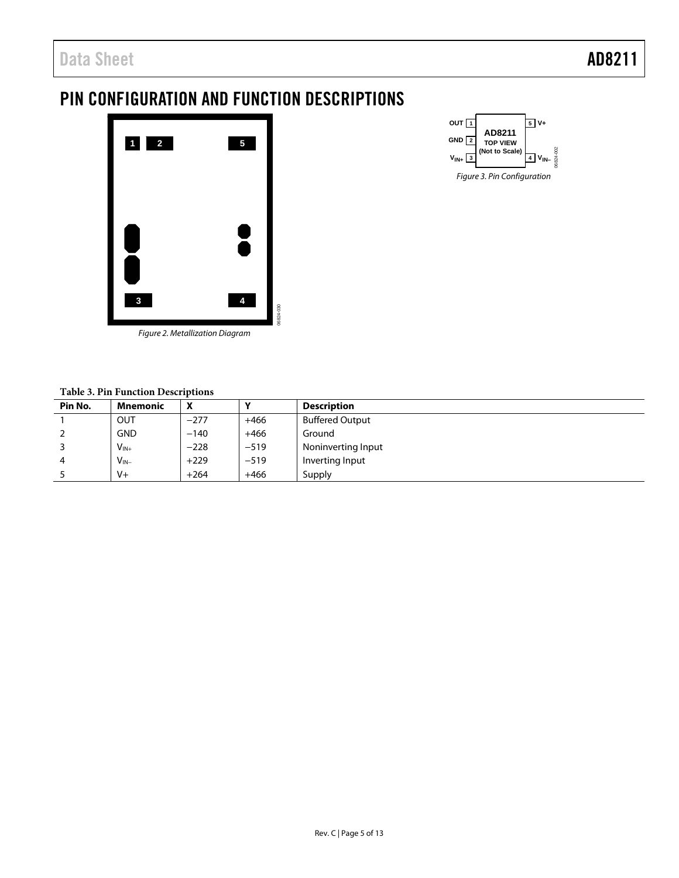## PIN CONFIGURATION AND FUNCTION DESCRIPTIONS

Figure 2. Metallization Diagram

Figure 3. Pin Configuration

**Table 3. Pin Function Descriptions**

| Pin No. | Mnemonic | X | Y | Description |
|---|---|---|---|---|
| 1 | OUT | −277 | +466 | Buffered Output |
| 2 | GND | −140 | +466 | Ground |
| 3 | $V_{IN+}$ | −228 | −519 | Noninverting Input |
| 4 | $V_{IN-}$ | +229 | −519 | Inverting Input |
| 5 | V+ | +264 | +466 | Supply |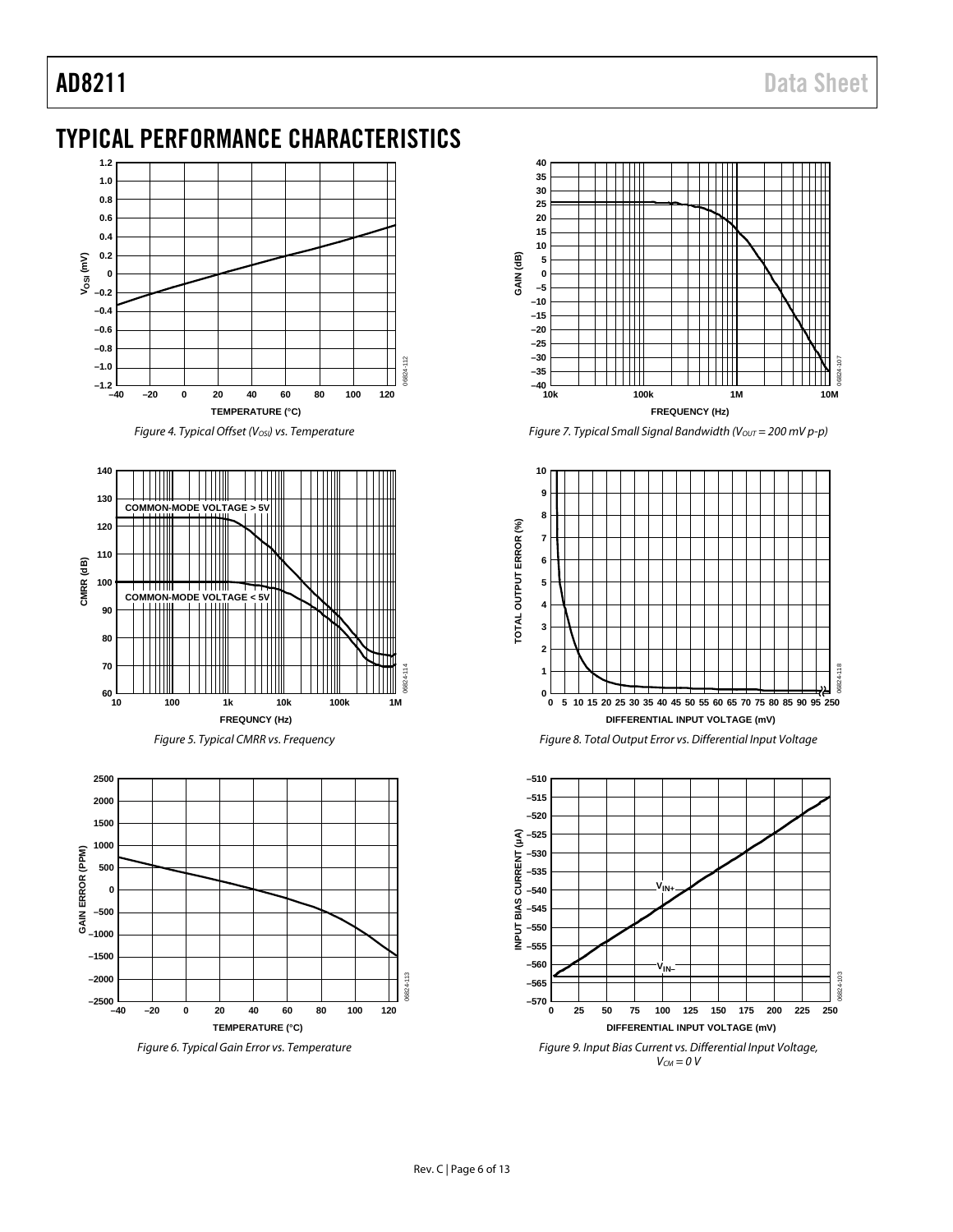## TYPICAL PERFORMANCE CHARACTERISTICS

Figure 4. Typical Offset ($V_{OSI}$) vs. Temperature

Figure 5. Typical CMRR vs. Frequency

Figure 6. Typical Gain Error vs. Temperature

Figure 7. Typical Small Signal Bandwidth ($V_{OUT}$ = 200 mV p-p)

Figure 8. Total Output Error vs. Differential Input Voltage

Figure 9. Input Bias Current vs. Differential Input Voltage, $V_{CM}$ = 0 V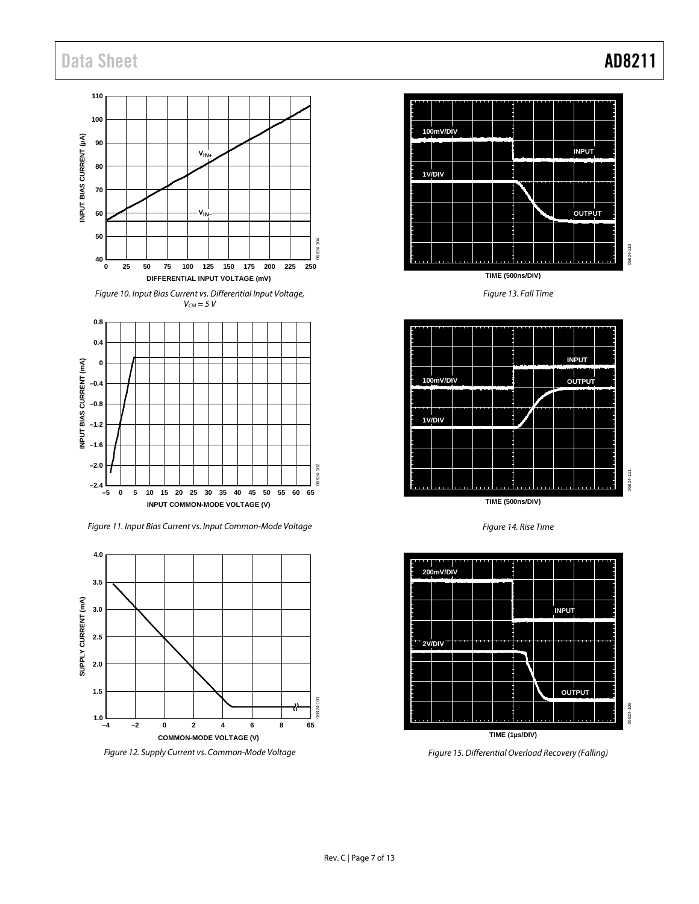Figure 10. Input Bias Current vs. Differential Input Voltage, $V_{CM} = 5\ V$

Figure 11. Input Bias Current vs. Input Common-Mode Voltage

Figure 12. Supply Current vs. Common-Mode Voltage

Figure 13. Fall Time

Figure 14. Rise Time

Figure 15. Differential Overload Recovery (Falling)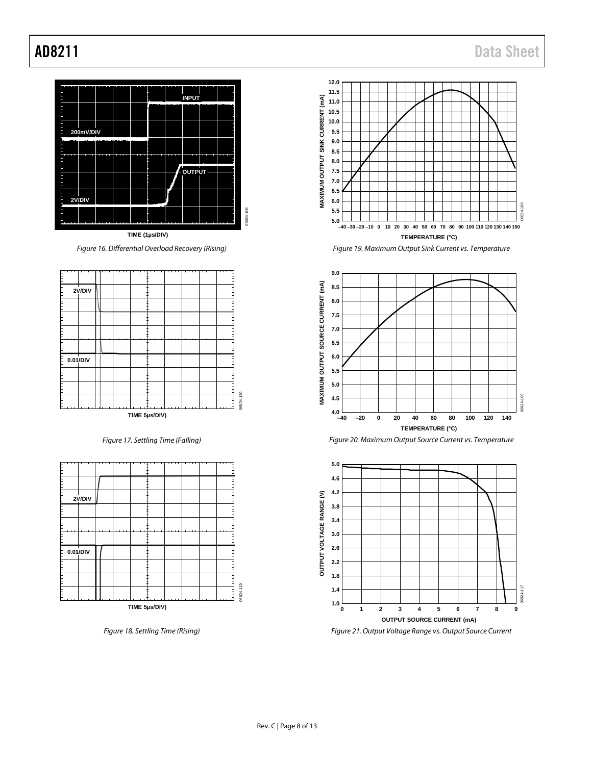Figure 16. Differential Overload Recovery (Rising)

Figure 17. Settling Time (Falling)

Figure 18. Settling Time (Rising)

Figure 19. Maximum Output Sink Current vs. Temperature

Figure 20. Maximum Output Source Current vs. Temperature

Figure 21. Output Voltage Range vs. Output Source Current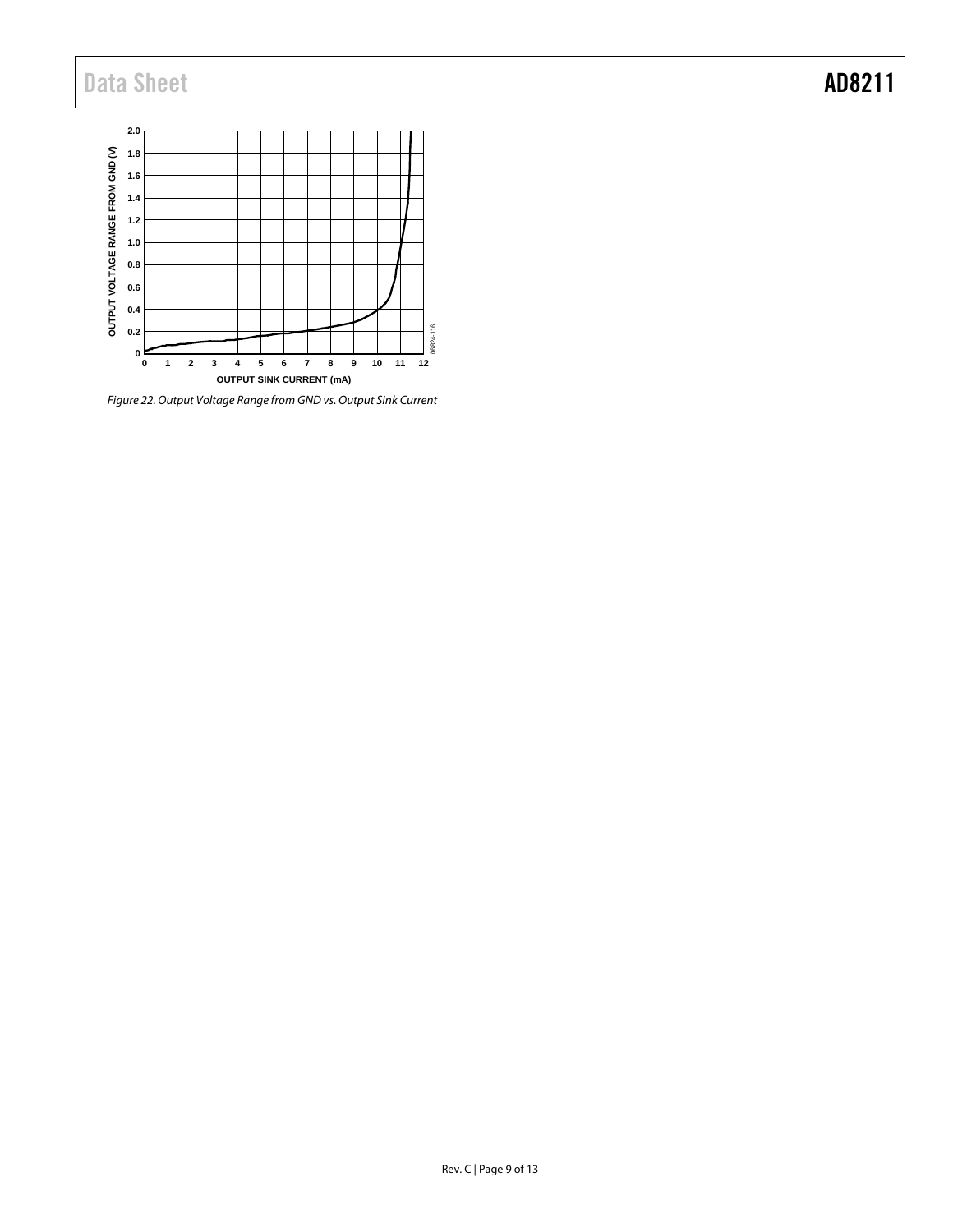Figure 22. Output Voltage Range from GND vs. Output Sink Current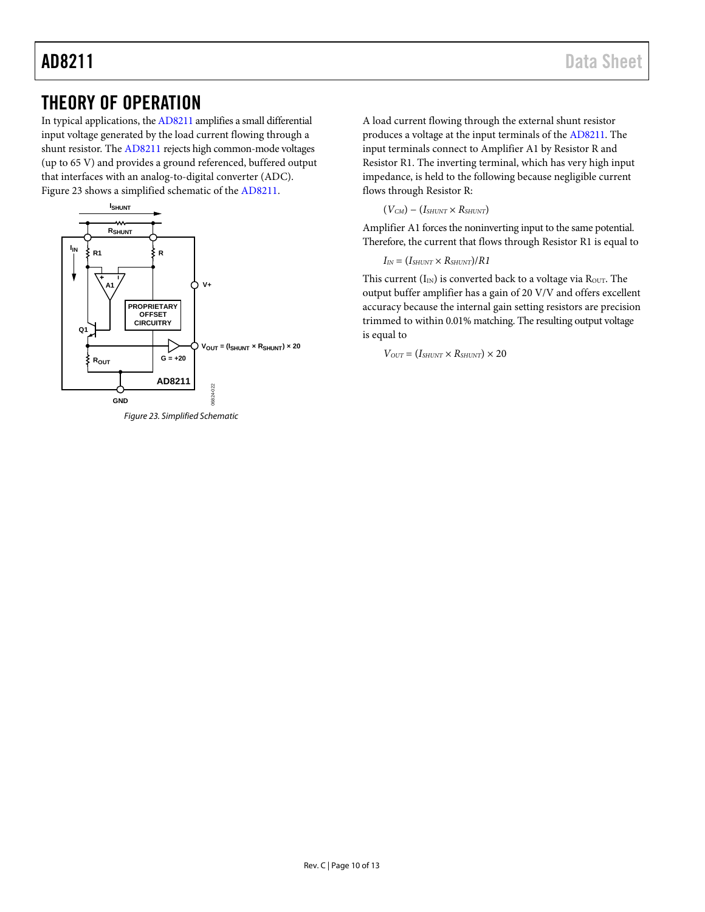# THEORY OF OPERATION

In typical applications, the AD8211 amplifies a small differential input voltage generated by the load current flowing through a shunt resistor. The AD8211 rejects high common-mode voltages (up to 65 V) and provides a ground referenced, buffered output that interfaces with an analog-to-digital converter (ADC). Figure 23 shows a simplified schematic of the AD8211.

Figure 23. Simplified Schematic

A load current flowing through the external shunt resistor produces a voltage at the input terminals of the AD8211. The input terminals connect to Amplifier A1 by Resistor R and Resistor R1. The inverting terminal, which has very high input impedance, is held to the following because negligible current flows through Resistor R:

$$(V_{CM}) - (I_{SHUNT} \times R_{SHUNT})$$

Amplifier A1 forces the noninverting input to the same potential. Therefore, the current that flows through Resistor R1 is equal to

$$I_{IN} = (I_{SHUNT} \times R_{SHUNT})/R1$$

This current ($I_{IN}$) is converted back to a voltage via $R_{OUT}$. The output buffer amplifier has a gain of 20 V/V and offers excellent accuracy because the internal gain setting resistors are precision trimmed to within 0.01% matching. The resulting output voltage is equal to

$$V_{OUT} = (I_{SHUNT} \times R_{SHUNT}) \times 20$$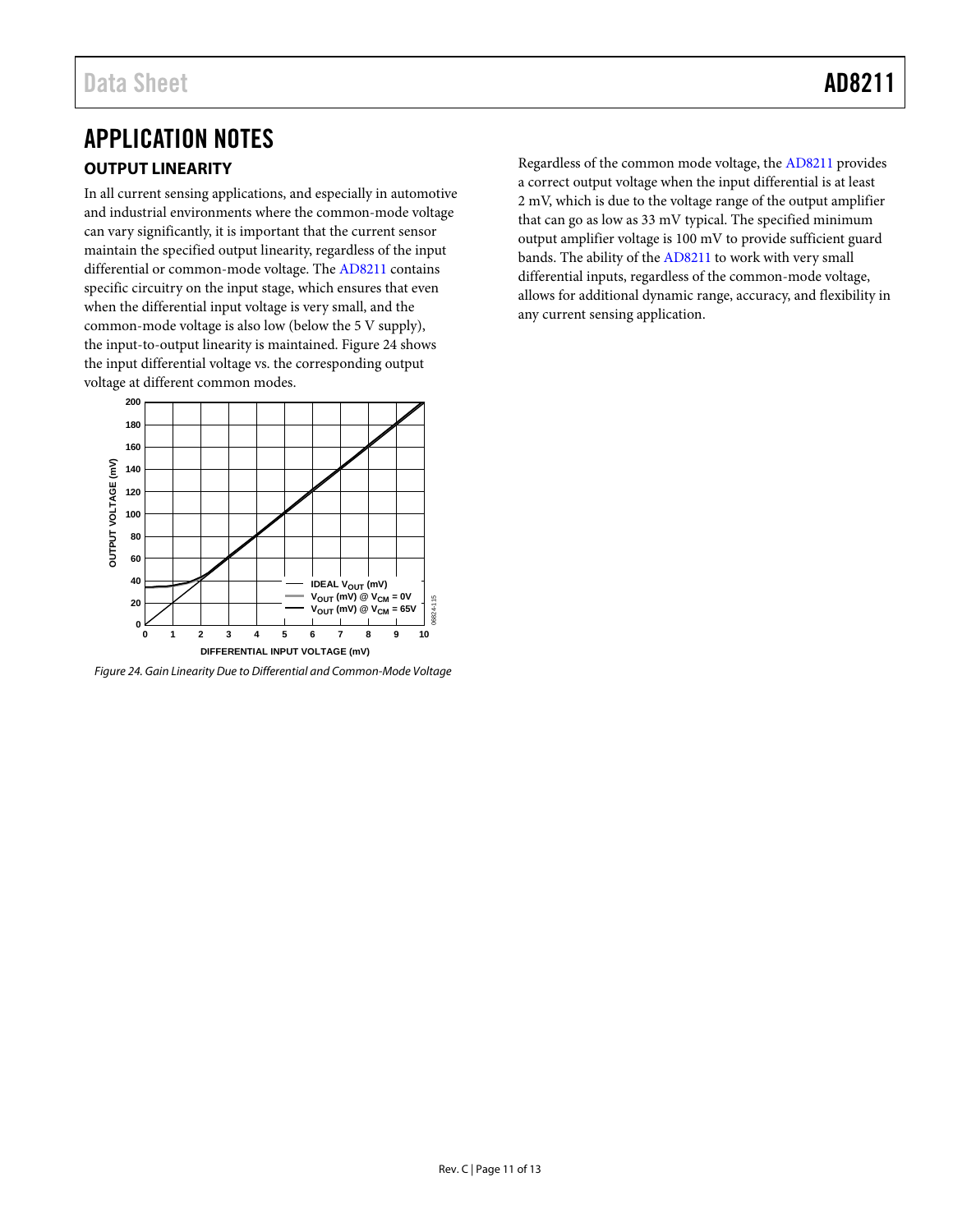# APPLICATION NOTES

## OUTPUT LINEARITY

In all current sensing applications, and especially in automotive and industrial environments where the common-mode voltage can vary significantly, it is important that the current sensor maintain the specified output linearity, regardless of the input differential or common-mode voltage. The AD8211 contains specific circuitry on the input stage, which ensures that even when the differential input voltage is very small, and the common-mode voltage is also low (below the 5 V supply), the input-to-output linearity is maintained. Figure 24 shows the input differential voltage vs. the corresponding output voltage at different common modes.

*Figure 24. Gain Linearity Due to Differential and Common-Mode Voltage*

Regardless of the common mode voltage, the AD8211 provides a correct output voltage when the input differential is at least 2 mV, which is due to the voltage range of the output amplifier that can go as low as 33 mV typical. The specified minimum output amplifier voltage is 100 mV to provide sufficient guard bands. The ability of the AD8211 to work with very small differential inputs, regardless of the common-mode voltage, allows for additional dynamic range, accuracy, and flexibility in any current sensing application.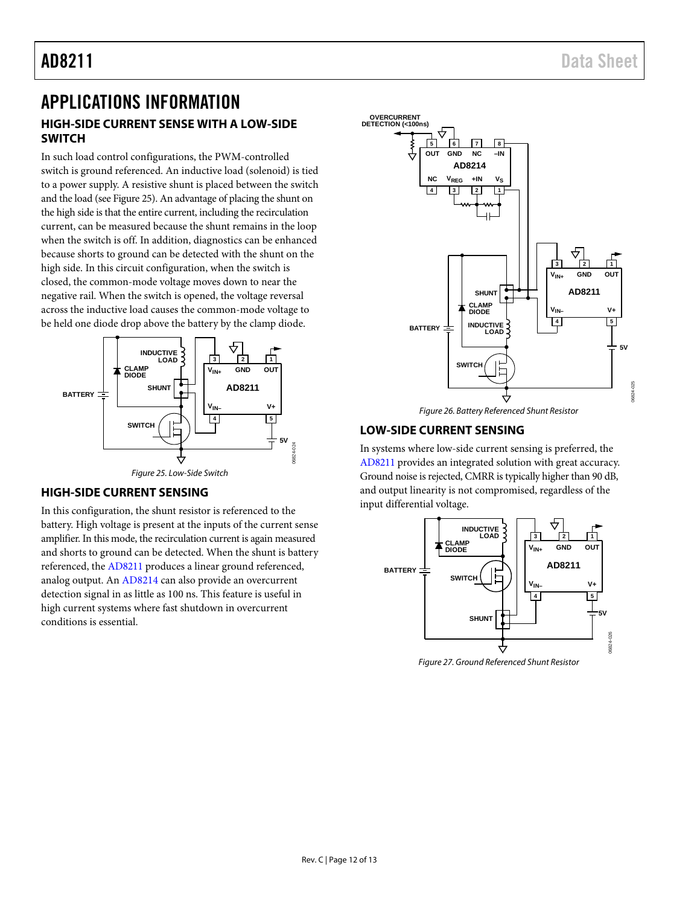# APPLICATIONS INFORMATION

## HIGH-SIDE CURRENT SENSE WITH A LOW-SIDE SWITCH

In such load control configurations, the PWM-controlled switch is ground referenced. An inductive load (solenoid) is tied to a power supply. A resistive shunt is placed between the switch and the load (see Figure 25). An advantage of placing the shunt on the high side is that the entire current, including the recirculation current, can be measured because the shunt remains in the loop when the switch is off. In addition, diagnostics can be enhanced because shorts to ground can be detected with the shunt on the high side. In this circuit configuration, when the switch is closed, the common-mode voltage moves down to near the negative rail. When the switch is opened, the voltage reversal across the inductive load causes the common-mode voltage to be held one diode drop above the battery by the clamp diode.

Figure 25. Low-Side Switch

## HIGH-SIDE CURRENT SENSING

In this configuration, the shunt resistor is referenced to the battery. High voltage is present at the inputs of the current sense amplifier. In this mode, the recirculation current is again measured and shorts to ground can be detected. When the shunt is battery referenced, the AD8211 produces a linear ground referenced, analog output. An AD8214 can also provide an overcurrent detection signal in as little as 100 ns. This feature is useful in high current systems where fast shutdown in overcurrent conditions is essential.

Figure 26. Battery Referenced Shunt Resistor

## LOW-SIDE CURRENT SENSING

In systems where low-side current sensing is preferred, the AD8211 provides an integrated solution with great accuracy. Ground noise is rejected, CMRR is typically higher than 90 dB, and output linearity is not compromised, regardless of the input differential voltage.

Figure 27. Ground Referenced Shunt Resistor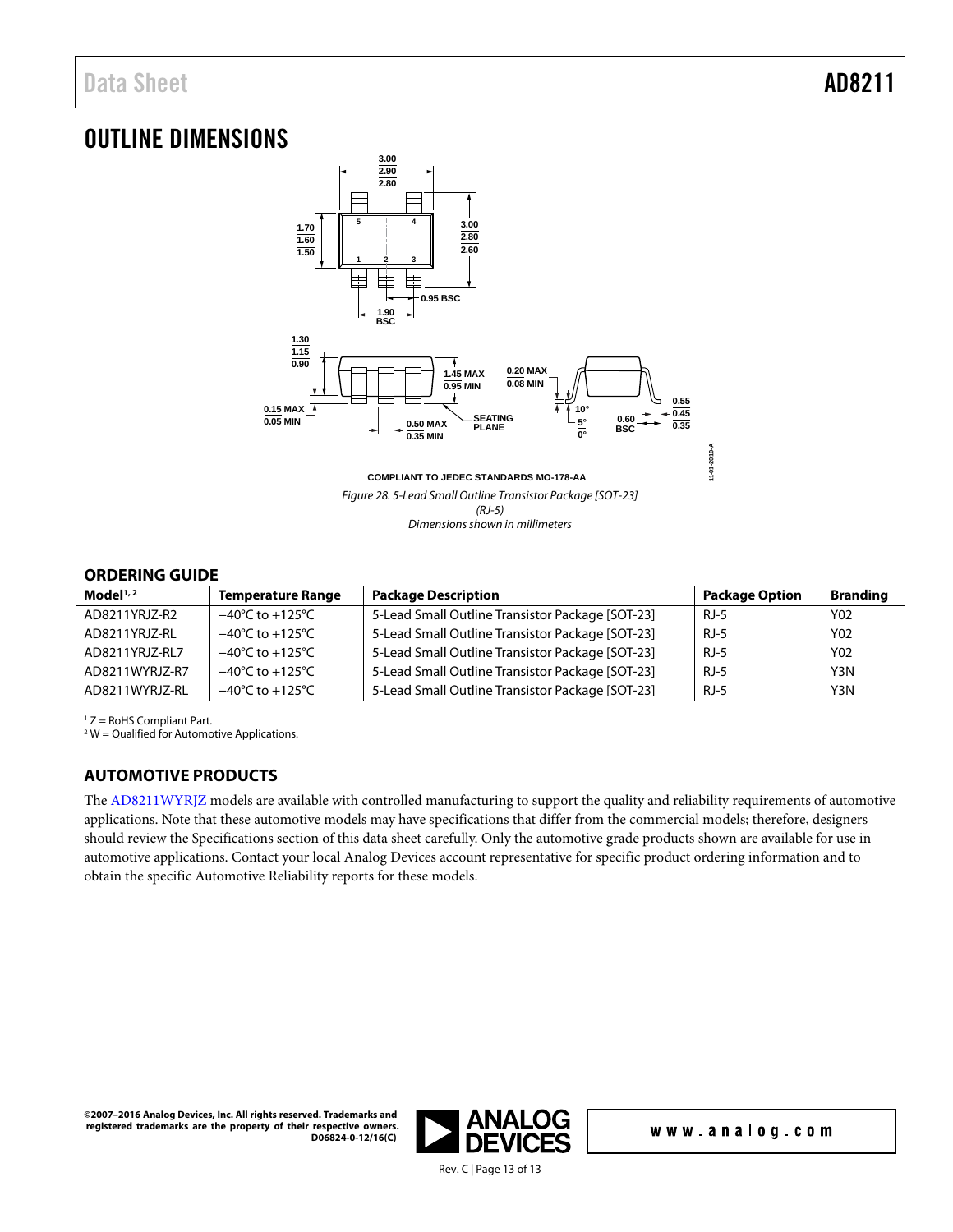# OUTLINE DIMENSIONS

3.00
2.90
2.80

1.70
1.60
1.50

5 4

1 2 3

3.00
2.80
2.60

0.95 BSC

1.90
BSC

1.30
1.15
0.90

1.45 MAX
0.95 MIN

0.20 MAX
0.08 MIN

0.15 MAX
0.05 MIN

0.50 MAX
0.35 MIN

SEATING
PLANE

10°
5°
0°

0.60
BSC

0.55
0.45
0.35

11-01-2010-A

COMPLIANT TO JEDEC STANDARDS MO-178-AA

*Figure 28. 5-Lead Small Outline Transistor Package [SOT-23] (RJ-5)*
*Dimensions shown in millimeters*

## ORDERING GUIDE

| Model[1, 2] | Temperature Range | Package Description | Package Option | Branding |
|---|---|---|---|---|
| AD8211YRJZ-R2 | −40°C to +125°C | 5-Lead Small Outline Transistor Package [SOT-23] | RJ-5 | Y02 |
| AD8211YRJZ-RL | −40°C to +125°C | 5-Lead Small Outline Transistor Package [SOT-23] | RJ-5 | Y02 |
| AD8211YRJZ-RL7 | −40°C to +125°C | 5-Lead Small Outline Transistor Package [SOT-23] | RJ-5 | Y02 |
| AD8211WYRJZ-R7 | −40°C to +125°C | 5-Lead Small Outline Transistor Package [SOT-23] | RJ-5 | Y3N |
| AD8211WYRJZ-RL | −40°C to +125°C | 5-Lead Small Outline Transistor Package [SOT-23] | RJ-5 | Y3N |

[1] Z = RoHS Compliant Part.
[2] W = Qualified for Automotive Applications.

## AUTOMOTIVE PRODUCTS

The AD8211WYRJZ models are available with controlled manufacturing to support the quality and reliability requirements of automotive applications. Note that these automotive models may have specifications that differ from the commercial models; therefore, designers should review the Specifications section of this data sheet carefully. Only the automotive grade products shown are available for use in automotive applications. Contact your local Analog Devices account representative for specific product ordering information and to obtain the specific Automotive Reliability reports for these models.

©2007–2016 Analog Devices, Inc. All rights reserved. Trademarks and registered trademarks are the property of their respective owners.
D06824-0-12/16(C)